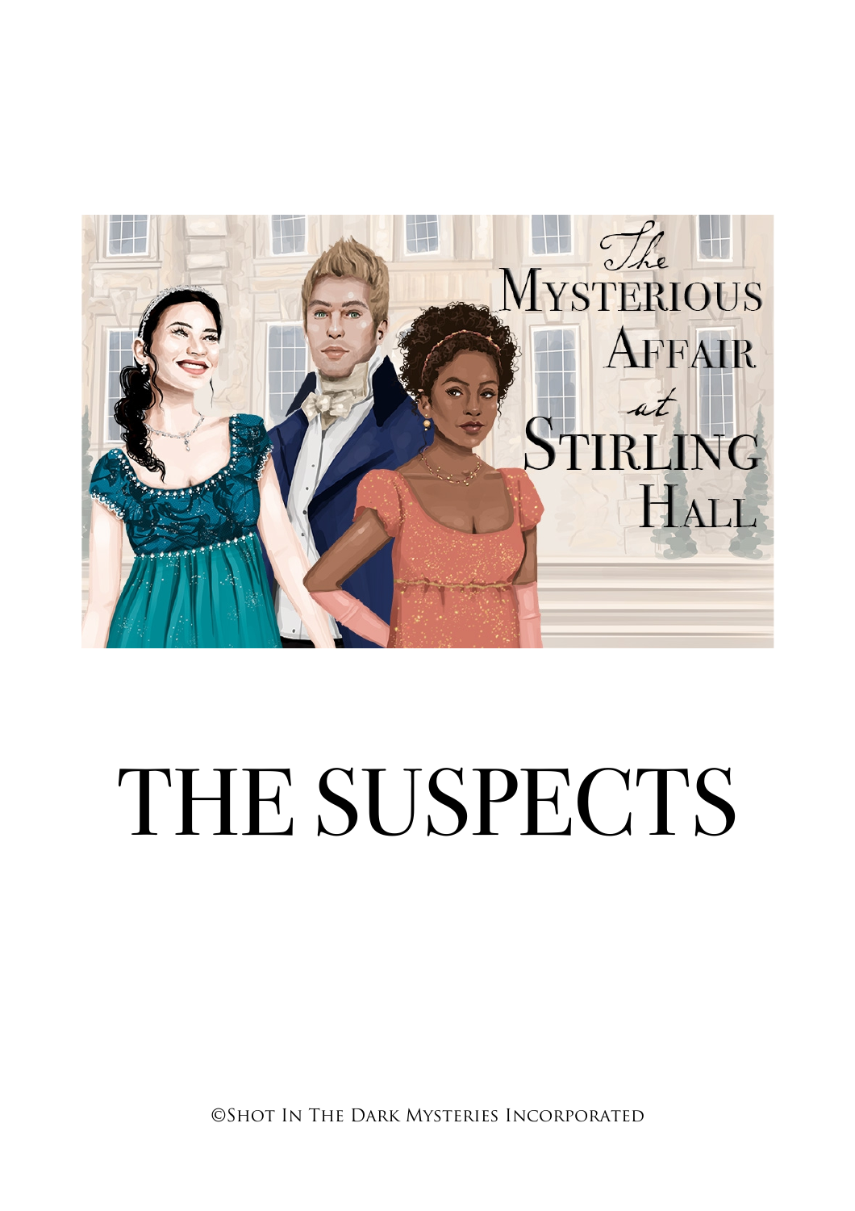# The Mysterious Affair at Stirling Hall

# THE SUSPECTS

©Shot In The Dark Mysteries Incorporated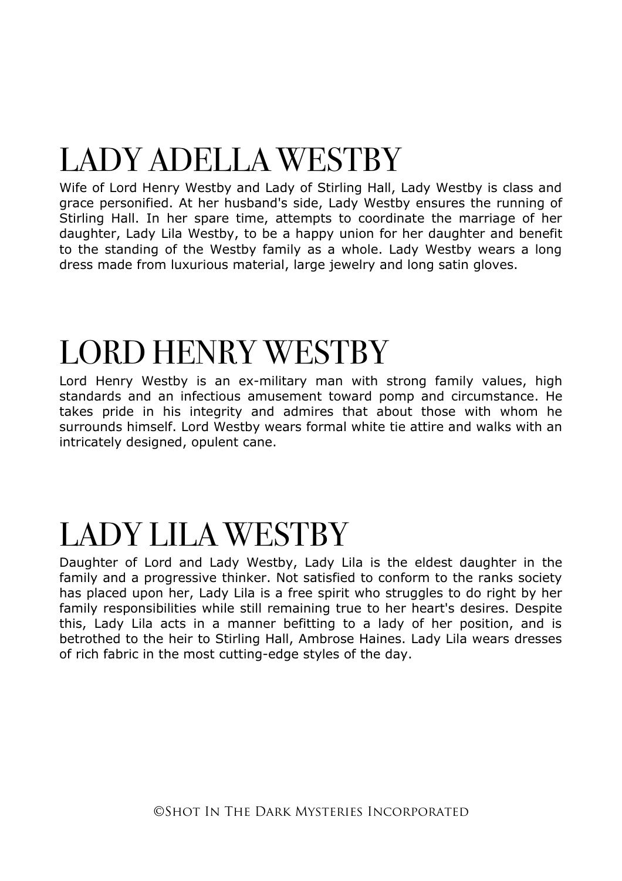# LADY ADELLA WESTBY

Wife of Lord Henry Westby and Lady of Stirling Hall, Lady Westby is class and grace personified. At her husband's side, Lady Westby ensures the running of Stirling Hall. In her spare time, attempts to coordinate the marriage of her daughter, Lady Lila Westby, to be a happy union for her daughter and benefit to the standing of the Westby family as a whole. Lady Westby wears a long dress made from luxurious material, large jewelry and long satin gloves.

# LORD HENRY WESTBY

Lord Henry Westby is an ex-military man with strong family values, high standards and an infectious amusement toward pomp and circumstance. He takes pride in his integrity and admires that about those with whom he surrounds himself. Lord Westby wears formal white tie attire and walks with an intricately designed, opulent cane.

# LADY LILA WESTBY

Daughter of Lord and Lady Westby, Lady Lila is the eldest daughter in the family and a progressive thinker. Not satisfied to conform to the ranks society has placed upon her, Lady Lila is a free spirit who struggles to do right by her family responsibilities while still remaining true to her heart's desires. Despite this, Lady Lila acts in a manner befitting to a lady of her position, and is betrothed to the heir to Stirling Hall, Ambrose Haines. Lady Lila wears dresses of rich fabric in the most cutting-edge styles of the day.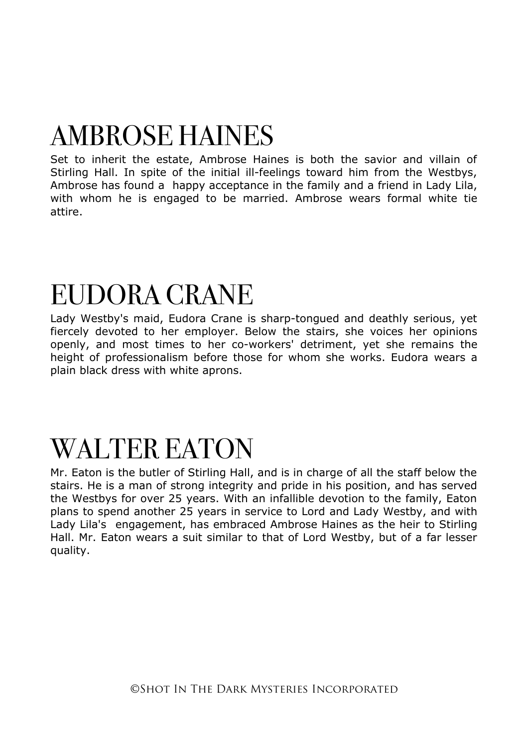# AMBROSE HAINES

Set to inherit the estate, Ambrose Haines is both the savior and villain of Stirling Hall. In spite of the initial ill-feelings toward him from the Westbys, Ambrose has found a happy acceptance in the family and a friend in Lady Lila, with whom he is engaged to be married. Ambrose wears formal white tie attire.

# EUDORA CRANE

Lady Westby's maid, Eudora Crane is sharp-tongued and deathly serious, yet fiercely devoted to her employer. Below the stairs, she voices her opinions openly, and most times to her co-workers' detriment, yet she remains the height of professionalism before those for whom she works. Eudora wears a plain black dress with white aprons.

# WALTER EATON

Mr. Eaton is the butler of Stirling Hall, and is in charge of all the staff below the stairs. He is a man of strong integrity and pride in his position, and has served the Westbys for over 25 years. With an infallible devotion to the family, Eaton plans to spend another 25 years in service to Lord and Lady Westby, and with Lady Lila's engagement, has embraced Ambrose Haines as the heir to Stirling Hall. Mr. Eaton wears a suit similar to that of Lord Westby, but of a far lesser quality.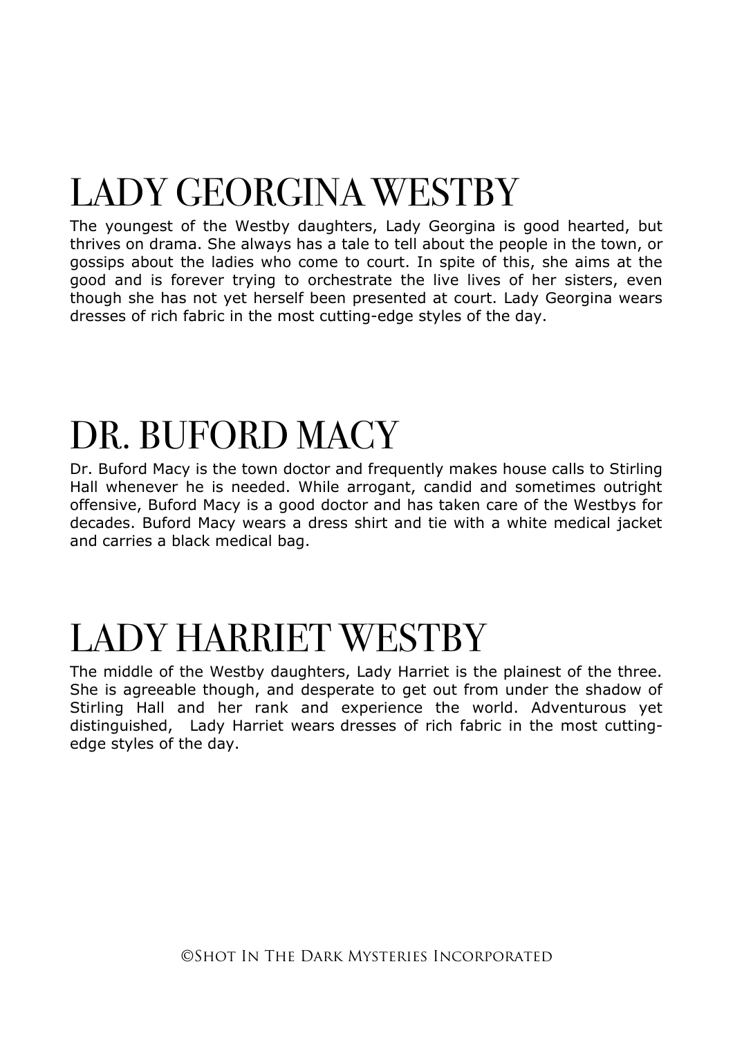# LADY GEORGINA WESTBY

The youngest of the Westby daughters, Lady Georgina is good hearted, but thrives on drama. She always has a tale to tell about the people in the town, or gossips about the ladies who come to court. In spite of this, she aims at the good and is forever trying to orchestrate the live lives of her sisters, even though she has not yet herself been presented at court. Lady Georgina wears dresses of rich fabric in the most cutting-edge styles of the day.

# DR. BUFORD MACY

Dr. Buford Macy is the town doctor and frequently makes house calls to Stirling Hall whenever he is needed. While arrogant, candid and sometimes outright offensive, Buford Macy is a good doctor and has taken care of the Westbys for decades. Buford Macy wears a dress shirt and tie with a white medical jacket and carries a black medical bag.

# LADY HARRIET WESTBY

The middle of the Westby daughters, Lady Harriet is the plainest of the three. She is agreeable though, and desperate to get out from under the shadow of Stirling Hall and her rank and experience the world. Adventurous yet distinguished, Lady Harriet wears dresses of rich fabric in the most cutting-edge styles of the day.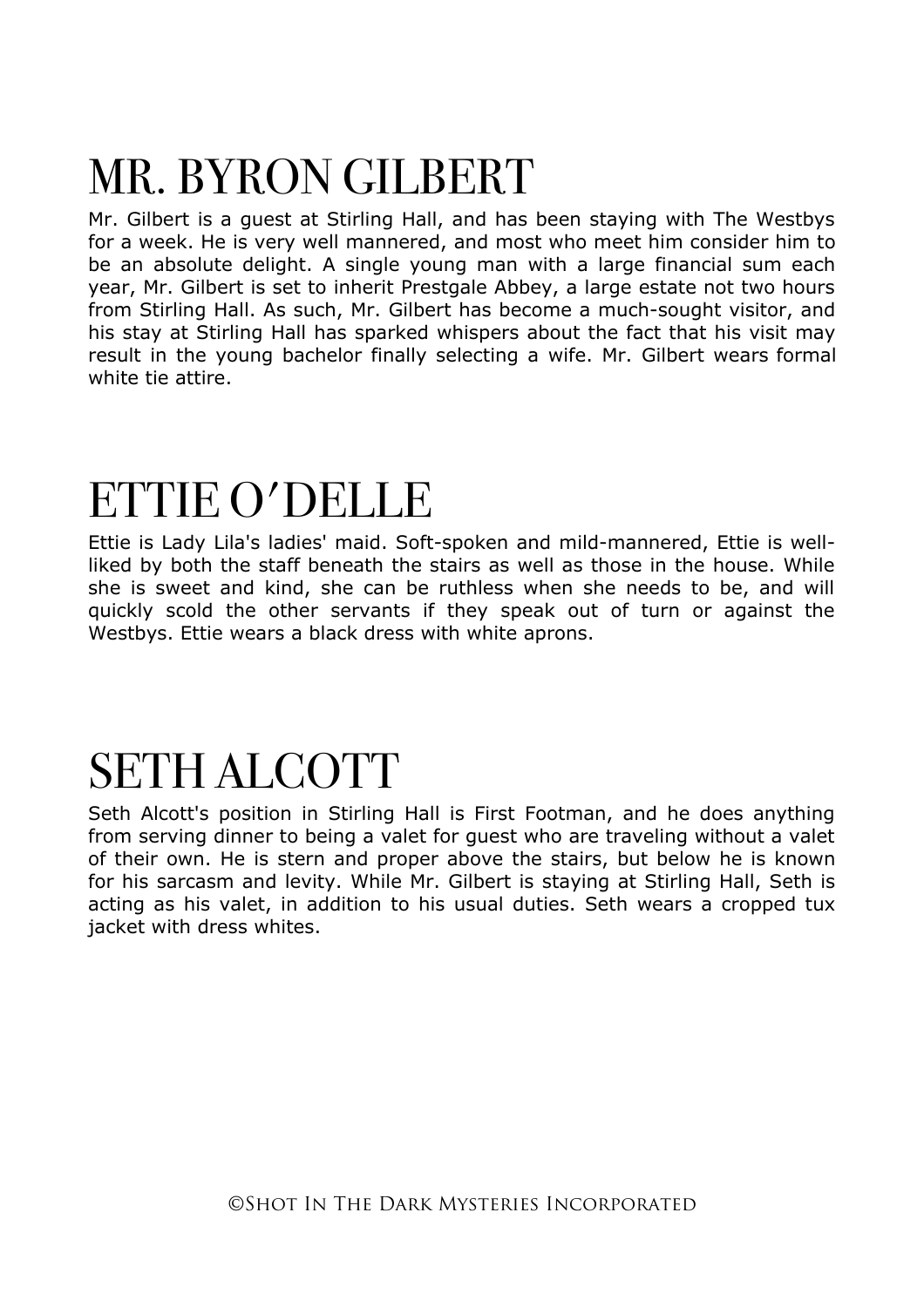# MR. BYRON GILBERT

Mr. Gilbert is a guest at Stirling Hall, and has been staying with The Westbys for a week. He is very well mannered, and most who meet him consider him to be an absolute delight. A single young man with a large financial sum each year, Mr. Gilbert is set to inherit Prestgale Abbey, a large estate not two hours from Stirling Hall. As such, Mr. Gilbert has become a much-sought visitor, and his stay at Stirling Hall has sparked whispers about the fact that his visit may result in the young bachelor finally selecting a wife. Mr. Gilbert wears formal white tie attire.

# ETTIE O'DELLE

Ettie is Lady Lila's ladies' maid. Soft-spoken and mild-mannered, Ettie is well-liked by both the staff beneath the stairs as well as those in the house. While she is sweet and kind, she can be ruthless when she needs to be, and will quickly scold the other servants if they speak out of turn or against the Westbys. Ettie wears a black dress with white aprons.

# SETH ALCOTT

Seth Alcott's position in Stirling Hall is First Footman, and he does anything from serving dinner to being a valet for guest who are traveling without a valet of their own. He is stern and proper above the stairs, but below he is known for his sarcasm and levity. While Mr. Gilbert is staying at Stirling Hall, Seth is acting as his valet, in addition to his usual duties. Seth wears a cropped tux jacket with dress whites.

©Shot In The Dark Mysteries Incorporated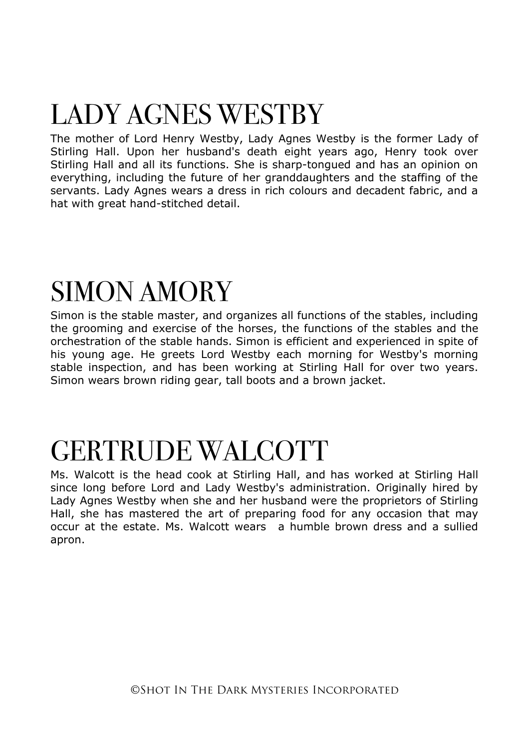# LADY AGNES WESTBY

The mother of Lord Henry Westby, Lady Agnes Westby is the former Lady of Stirling Hall. Upon her husband's death eight years ago, Henry took over Stirling Hall and all its functions. She is sharp-tongued and has an opinion on everything, including the future of her granddaughters and the staffing of the servants. Lady Agnes wears a dress in rich colours and decadent fabric, and a hat with great hand-stitched detail.

# SIMON AMORY

Simon is the stable master, and organizes all functions of the stables, including the grooming and exercise of the horses, the functions of the stables and the orchestration of the stable hands. Simon is efficient and experienced in spite of his young age. He greets Lord Westby each morning for Westby's morning stable inspection, and has been working at Stirling Hall for over two years. Simon wears brown riding gear, tall boots and a brown jacket.

# GERTRUDE WALCOTT

Ms. Walcott is the head cook at Stirling Hall, and has worked at Stirling Hall since long before Lord and Lady Westby's administration. Originally hired by Lady Agnes Westby when she and her husband were the proprietors of Stirling Hall, she has mastered the art of preparing food for any occasion that may occur at the estate. Ms. Walcott wears a humble brown dress and a sullied apron.